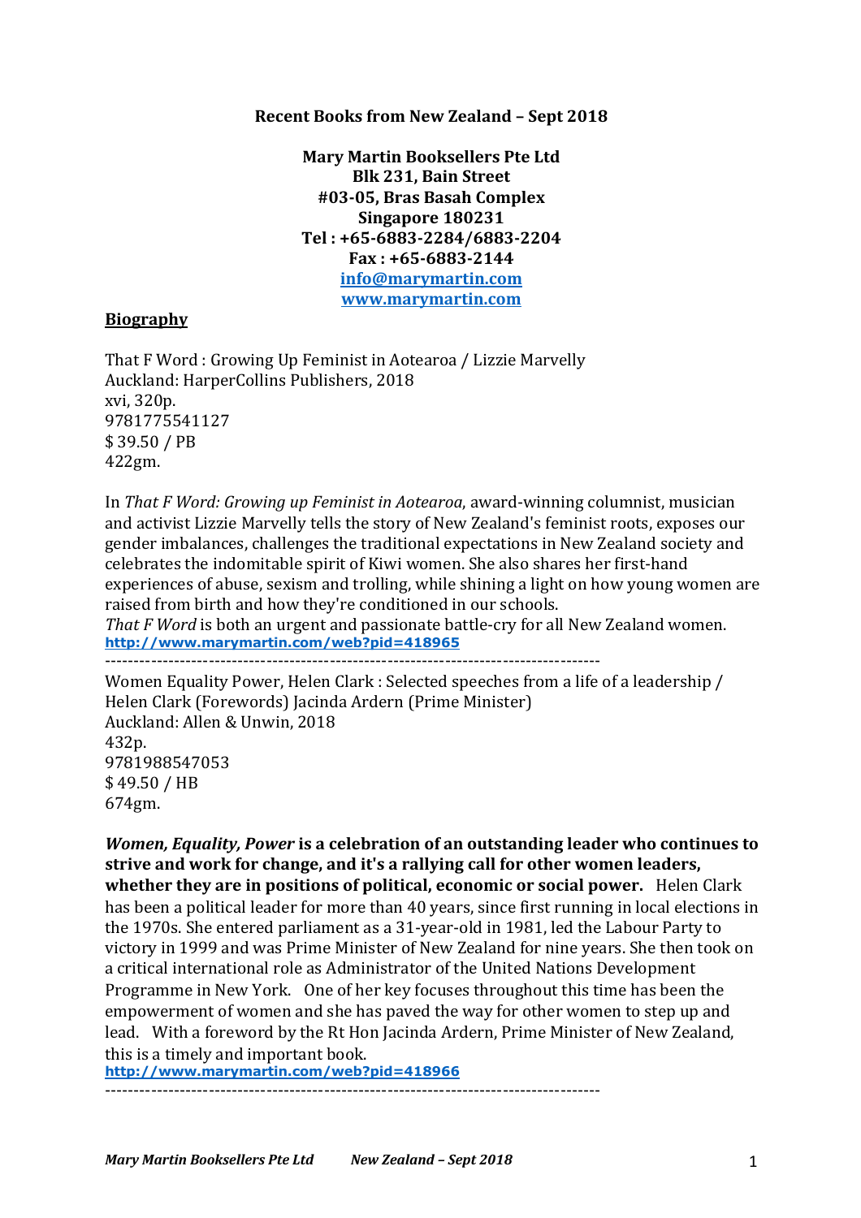**Recent Books from New Zealand – Sept 2018**

**Mary Martin Booksellers Pte Ltd**
**Blk 231, Bain Street**
**#03-05, Bras Basah Complex**
**Singapore 180231**
**Tel : +65-6883-2284/6883-2204**
**Fax : +65-6883-2144**
**[info@marymartin.com](mailto:info@marymartin.com)**
**[www.marymartin.com](http://www.marymartin.com)**

## Biography

That F Word : Growing Up Feminist in Aotearoa / Lizzie Marvelly
Auckland: HarperCollins Publishers, 2018
xvi, 320p.
9781775541127
$ 39.50 / PB
422gm.

In *That F Word: Growing up Feminist in Aotearoa*, award-winning columnist, musician and activist Lizzie Marvelly tells the story of New Zealand's feminist roots, exposes our gender imbalances, challenges the traditional expectations in New Zealand society and celebrates the indomitable spirit of Kiwi women. She also shares her first-hand experiences of abuse, sexism and trolling, while shining a light on how young women are raised from birth and how they're conditioned in our schools.
*That F Word* is both an urgent and passionate battle-cry for all New Zealand women.
[http://www.marymartin.com/web?pid=418965](http://www.marymartin.com/web?pid=418965)

---

Women Equality Power, Helen Clark : Selected speeches from a life of a leadership / Helen Clark (Forewords) Jacinda Ardern (Prime Minister)
Auckland: Allen & Unwin, 2018
432p.
9781988547053
$ 49.50 / HB
674gm.

***Women, Equality, Power* is a celebration of an outstanding leader who continues to strive and work for change, and it's a rallying call for other women leaders, whether they are in positions of political, economic or social power.** Helen Clark has been a political leader for more than 40 years, since first running in local elections in the 1970s. She entered parliament as a 31-year-old in 1981, led the Labour Party to victory in 1999 and was Prime Minister of New Zealand for nine years. She then took on a critical international role as Administrator of the United Nations Development Programme in New York. One of her key focuses throughout this time has been the empowerment of women and she has paved the way for other women to step up and lead. With a foreword by the Rt Hon Jacinda Ardern, Prime Minister of New Zealand, this is a timely and important book.
[http://www.marymartin.com/web?pid=418966](http://www.marymartin.com/web?pid=418966)

---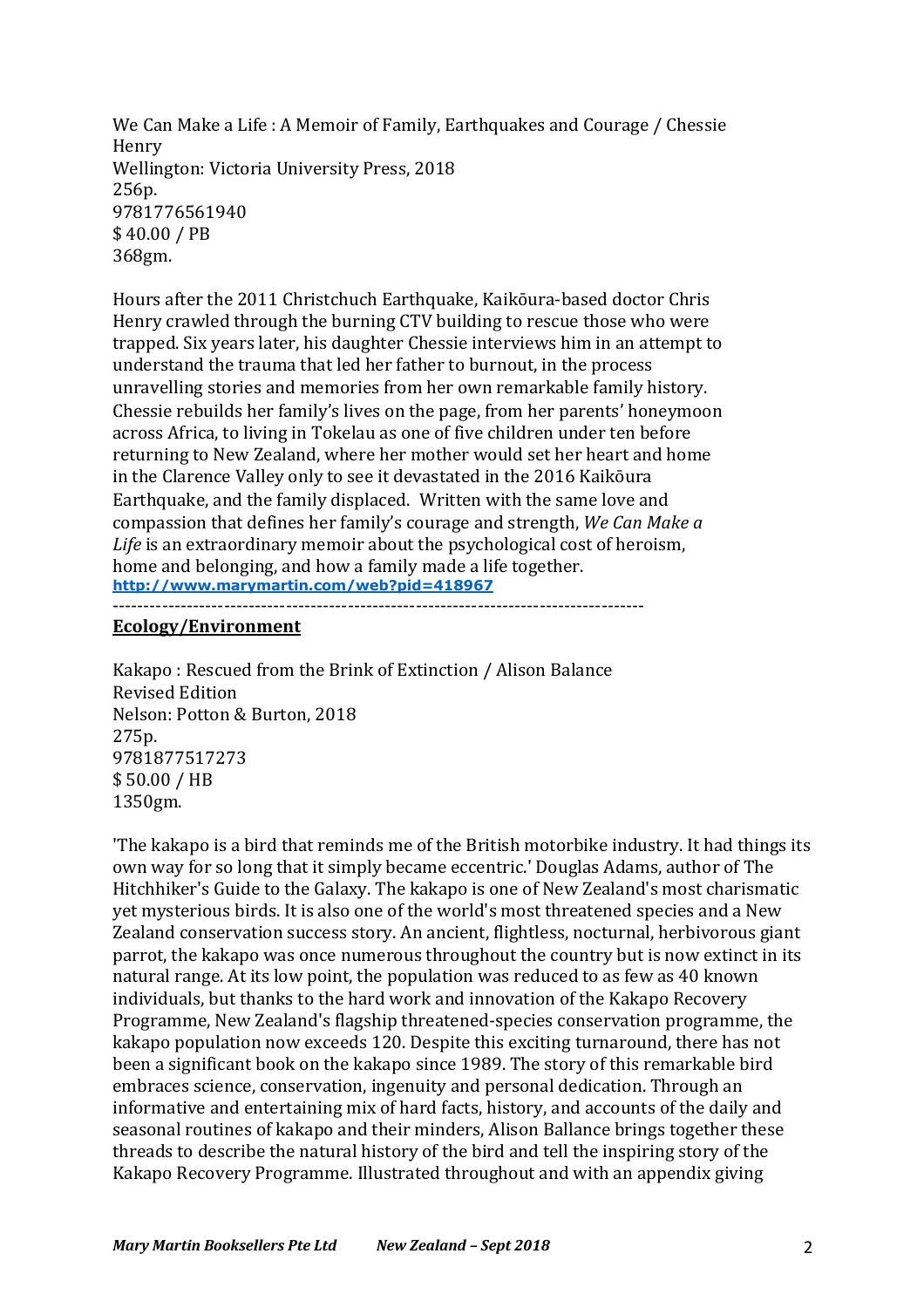We Can Make a Life : A Memoir of Family, Earthquakes and Courage / Chessie Henry
Wellington: Victoria University Press, 2018
256p.
9781776561940
$ 40.00 / PB
368gm.

Hours after the 2011 Christchuch Earthquake, Kaikōura-based doctor Chris Henry crawled through the burning CTV building to rescue those who were trapped. Six years later, his daughter Chessie interviews him in an attempt to understand the trauma that led her father to burnout, in the process unravelling stories and memories from her own remarkable family history. Chessie rebuilds her family's lives on the page, from her parents' honeymoon across Africa, to living in Tokelau as one of five children under ten before returning to New Zealand, where her mother would set her heart and home in the Clarence Valley only to see it devastated in the 2016 Kaikōura Earthquake, and the family displaced. Written with the same love and compassion that defines her family's courage and strength, *We Can Make a Life* is an extraordinary memoir about the psychological cost of heroism, home and belonging, and how a family made a life together.
**http://www.marymartin.com/web?pid=418967**

--------------------------------------------------------------------------------------

**Ecology/Environment**

Kakapo : Rescued from the Brink of Extinction / Alison Balance
Revised Edition
Nelson: Potton & Burton, 2018
275p.
9781877517273
$ 50.00 / HB
1350gm.

'The kakapo is a bird that reminds me of the British motorbike industry. It had things its own way for so long that it simply became eccentric.' Douglas Adams, author of The Hitchhiker's Guide to the Galaxy. The kakapo is one of New Zealand's most charismatic yet mysterious birds. It is also one of the world's most threatened species and a New Zealand conservation success story. An ancient, flightless, nocturnal, herbivorous giant parrot, the kakapo was once numerous throughout the country but is now extinct in its natural range. At its low point, the population was reduced to as few as 40 known individuals, but thanks to the hard work and innovation of the Kakapo Recovery Programme, New Zealand's flagship threatened-species conservation programme, the kakapo population now exceeds 120. Despite this exciting turnaround, there has not been a significant book on the kakapo since 1989. The story of this remarkable bird embraces science, conservation, ingenuity and personal dedication. Through an informative and entertaining mix of hard facts, history, and accounts of the daily and seasonal routines of kakapo and their minders, Alison Ballance brings together these threads to describe the natural history of the bird and tell the inspiring story of the Kakapo Recovery Programme. Illustrated throughout and with an appendix giving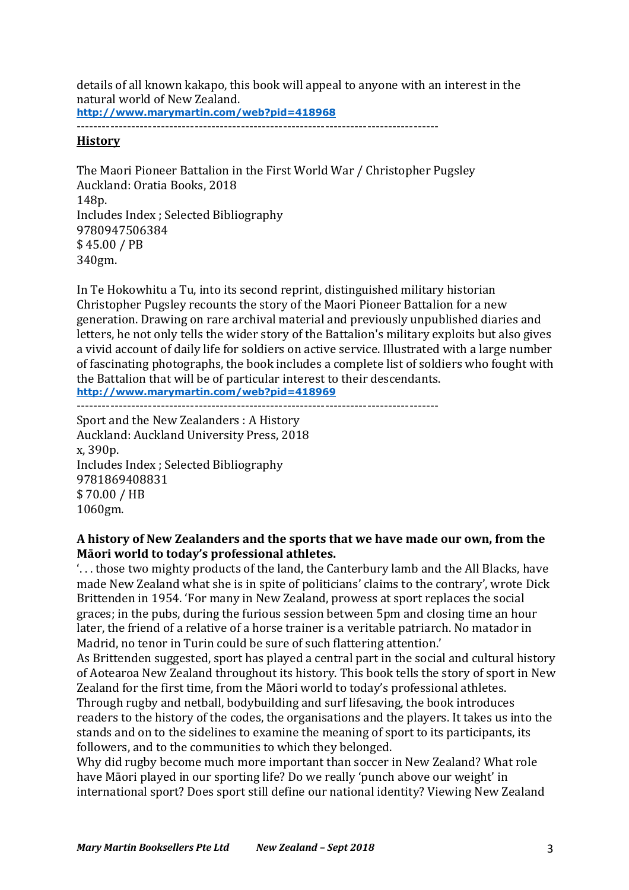details of all known kakapo, this book will appeal to anyone with an interest in the natural world of New Zealand.
http://www.marymartin.com/web?pid=418968

---

## History

The Maori Pioneer Battalion in the First World War / Christopher Pugsley
Auckland: Oratia Books, 2018
148p.
Includes Index ; Selected Bibliography
9780947506384
$ 45.00 / PB
340gm.

In Te Hokowhitu a Tu, into its second reprint, distinguished military historian Christopher Pugsley recounts the story of the Maori Pioneer Battalion for a new generation. Drawing on rare archival material and previously unpublished diaries and letters, he not only tells the wider story of the Battalion's military exploits but also gives a vivid account of daily life for soldiers on active service. Illustrated with a large number of fascinating photographs, the book includes a complete list of soldiers who fought with the Battalion that will be of particular interest to their descendants.
http://www.marymartin.com/web?pid=418969

---

Sport and the New Zealanders : A History
Auckland: Auckland University Press, 2018
x, 390p.
Includes Index ; Selected Bibliography
9781869408831
$ 70.00 / HB
1060gm.

**A history of New Zealanders and the sports that we have made our own, from the Māori world to today's professional athletes.**

'. . . those two mighty products of the land, the Canterbury lamb and the All Blacks, have made New Zealand what she is in spite of politicians' claims to the contrary', wrote Dick Brittenden in 1954. 'For many in New Zealand, prowess at sport replaces the social graces; in the pubs, during the furious session between 5pm and closing time an hour later, the friend of a relative of a horse trainer is a veritable patriarch. No matador in Madrid, no tenor in Turin could be sure of such flattering attention.'

As Brittenden suggested, sport has played a central part in the social and cultural history of Aotearoa New Zealand throughout its history. This book tells the story of sport in New Zealand for the first time, from the Māori world to today's professional athletes.

Through rugby and netball, bodybuilding and surf lifesaving, the book introduces readers to the history of the codes, the organisations and the players. It takes us into the stands and on to the sidelines to examine the meaning of sport to its participants, its followers, and to the communities to which they belonged.

Why did rugby become much more important than soccer in New Zealand? What role have Māori played in our sporting life? Do we really 'punch above our weight' in international sport? Does sport still define our national identity? Viewing New Zealand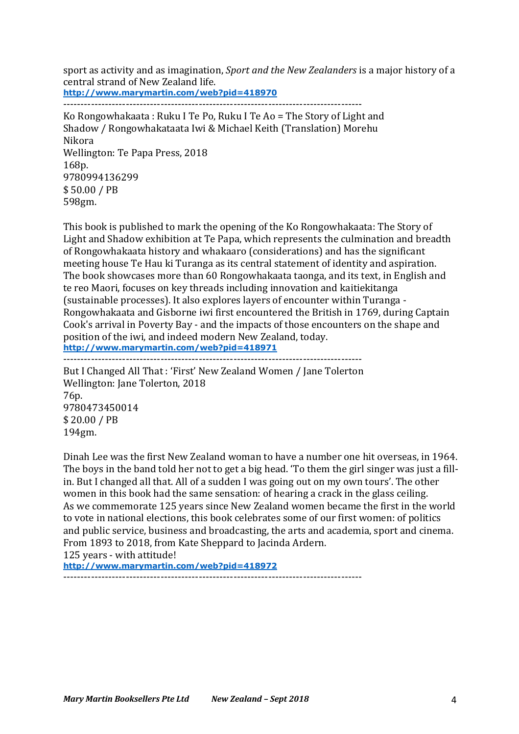sport as activity and as imagination, *Sport and the New Zealanders* is a major history of a central strand of New Zealand life.
http://www.marymartin.com/web?pid=418970

-----------------------------------------------------------------------------------

Ko Rongowhakaata : Ruku I Te Po, Ruku I Te Ao = The Story of Light and Shadow / Rongowhakataata Iwi & Michael Keith (Translation) Morehu Nikora
Wellington: Te Papa Press, 2018
168p.
9780994136299
$ 50.00 / PB
598gm.

This book is published to mark the opening of the Ko Rongowhakaata: The Story of Light and Shadow exhibition at Te Papa, which represents the culmination and breadth of Rongowhakaata history and whakaaro (considerations) and has the significant meeting house Te Hau ki Turanga as its central statement of identity and aspiration. The book showcases more than 60 Rongowhakaata taonga, and its text, in English and te reo Maori, focuses on key threads including innovation and kaitiekitanga (sustainable processes). It also explores layers of encounter within Turanga - Rongowhakaata and Gisborne iwi first encountered the British in 1769, during Captain Cook's arrival in Poverty Bay - and the impacts of those encounters on the shape and position of the iwi, and indeed modern New Zealand, today.
http://www.marymartin.com/web?pid=418971

-----------------------------------------------------------------------------------

But I Changed All That : 'First' New Zealand Women / Jane Tolerton
Wellington: Jane Tolerton, 2018
76p.
9780473450014
$ 20.00 / PB
194gm.

Dinah Lee was the first New Zealand woman to have a number one hit overseas, in 1964. The boys in the band told her not to get a big head. 'To them the girl singer was just a fill-in. But I changed all that. All of a sudden I was going out on my own tours'. The other women in this book had the same sensation: of hearing a crack in the glass ceiling.
As we commemorate 125 years since New Zealand women became the first in the world to vote in national elections, this book celebrates some of our first women: of politics and public service, business and broadcasting, the arts and academia, sport and cinema. From 1893 to 2018, from Kate Sheppard to Jacinda Ardern.
125 years - with attitude!
http://www.marymartin.com/web?pid=418972

-----------------------------------------------------------------------------------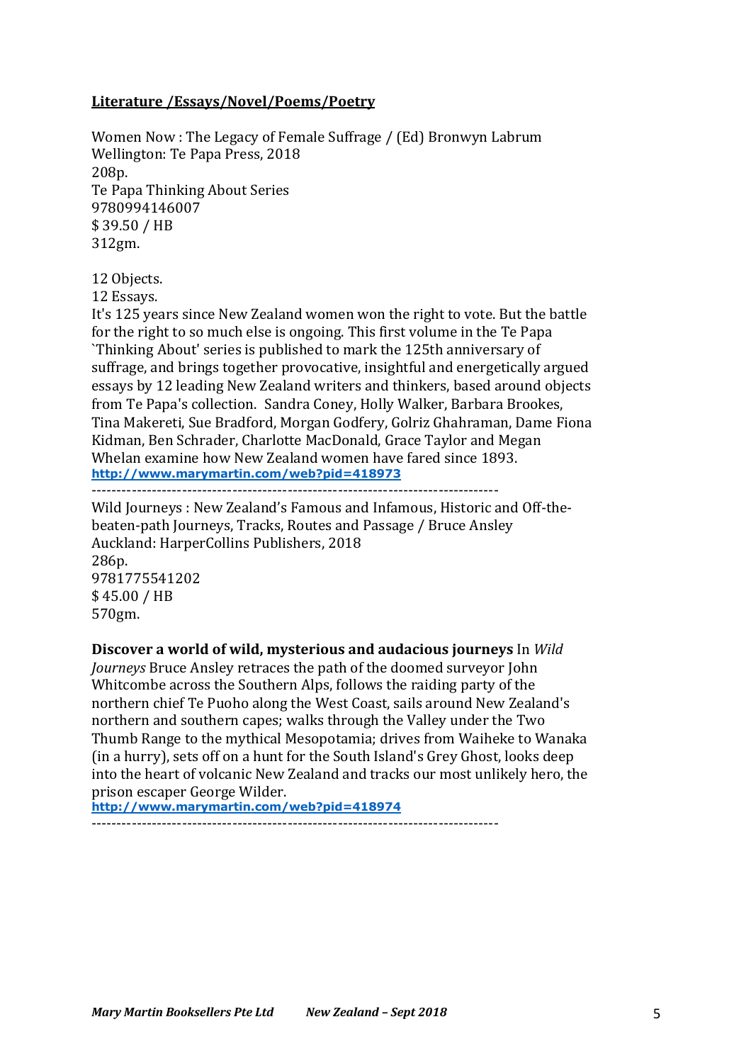**Literature /Essays/Novel/Poems/Poetry**

Women Now : The Legacy of Female Suffrage / (Ed) Bronwyn Labrum
Wellington: Te Papa Press, 2018
208p.
Te Papa Thinking About Series
9780994146007
$ 39.50 / HB
312gm.

12 Objects.
12 Essays.
It's 125 years since New Zealand women won the right to vote. But the battle for the right to so much else is ongoing. This first volume in the Te Papa `Thinking About' series is published to mark the 125th anniversary of suffrage, and brings together provocative, insightful and energetically argued essays by 12 leading New Zealand writers and thinkers, based around objects from Te Papa's collection. Sandra Coney, Holly Walker, Barbara Brookes, Tina Makereti, Sue Bradford, Morgan Godfery, Golriz Ghahraman, Dame Fiona Kidman, Ben Schrader, Charlotte MacDonald, Grace Taylor and Megan Whelan examine how New Zealand women have fared since 1893.
http://www.marymartin.com/web?pid=418973

--------------------------------------------------------------------------------

Wild Journeys : New Zealand's Famous and Infamous, Historic and Off-the-beaten-path Journeys, Tracks, Routes and Passage / Bruce Ansley
Auckland: HarperCollins Publishers, 2018
286p.
9781775541202
$ 45.00 / HB
570gm.

**Discover a world of wild, mysterious and audacious journeys** In *Wild Journeys* Bruce Ansley retraces the path of the doomed surveyor John Whitcombe across the Southern Alps, follows the raiding party of the northern chief Te Puoho along the West Coast, sails around New Zealand's northern and southern capes; walks through the Valley under the Two Thumb Range to the mythical Mesopotamia; drives from Waiheke to Wanaka (in a hurry), sets off on a hunt for the South Island's Grey Ghost, looks deep into the heart of volcanic New Zealand and tracks our most unlikely hero, the prison escaper George Wilder.
http://www.marymartin.com/web?pid=418974

--------------------------------------------------------------------------------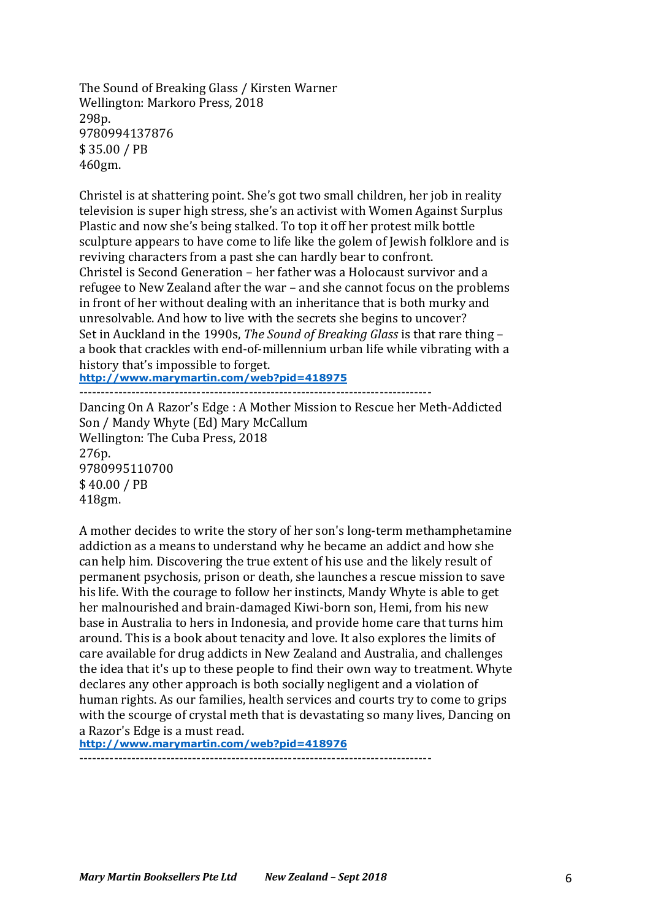The Sound of Breaking Glass / Kirsten Warner
Wellington: Markoro Press, 2018
298p.
9780994137876
$ 35.00 / PB
460gm.

Christel is at shattering point. She's got two small children, her job in reality television is super high stress, she's an activist with Women Against Surplus Plastic and now she's being stalked. To top it off her protest milk bottle sculpture appears to have come to life like the golem of Jewish folklore and is reviving characters from a past she can hardly bear to confront.
Christel is Second Generation – her father was a Holocaust survivor and a refugee to New Zealand after the war – and she cannot focus on the problems in front of her without dealing with an inheritance that is both murky and unresolvable. And how to live with the secrets she begins to uncover?
Set in Auckland in the 1990s, *The Sound of Breaking Glass* is that rare thing – a book that crackles with end-of-millennium urban life while vibrating with a history that's impossible to forget.
**http://www.marymartin.com/web?pid=418975**

--------------------------------------------------------------------------------

Dancing On A Razor's Edge : A Mother Mission to Rescue her Meth-Addicted Son / Mandy Whyte (Ed) Mary McCallum
Wellington: The Cuba Press, 2018
276p.
9780995110700
$ 40.00 / PB
418gm.

A mother decides to write the story of her son's long-term methamphetamine addiction as a means to understand why he became an addict and how she can help him. Discovering the true extent of his use and the likely result of permanent psychosis, prison or death, she launches a rescue mission to save his life. With the courage to follow her instincts, Mandy Whyte is able to get her malnourished and brain-damaged Kiwi-born son, Hemi, from his new base in Australia to hers in Indonesia, and provide home care that turns him around. This is a book about tenacity and love. It also explores the limits of care available for drug addicts in New Zealand and Australia, and challenges the idea that it's up to these people to find their own way to treatment. Whyte declares any other approach is both socially negligent and a violation of human rights. As our families, health services and courts try to come to grips with the scourge of crystal meth that is devastating so many lives, Dancing on a Razor's Edge is a must read.
**http://www.marymartin.com/web?pid=418976**

--------------------------------------------------------------------------------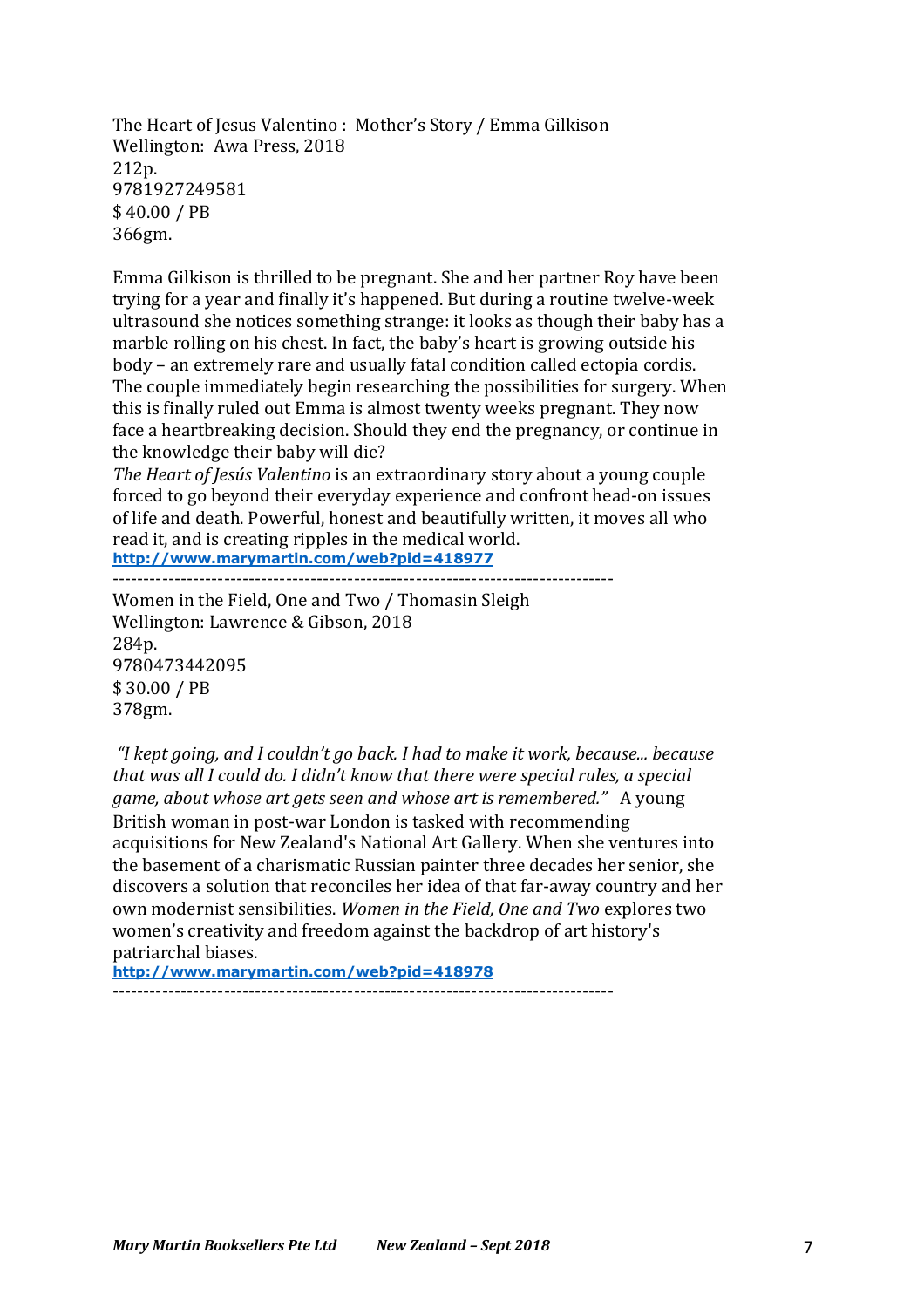The Heart of Jesus Valentino : Mother's Story / Emma Gilkison  
Wellington: Awa Press, 2018  
212p.  
9781927249581  
$ 40.00 / PB  
366gm.

Emma Gilkison is thrilled to be pregnant. She and her partner Roy have been trying for a year and finally it's happened. But during a routine twelve-week ultrasound she notices something strange: it looks as though their baby has a marble rolling on his chest. In fact, the baby's heart is growing outside his body – an extremely rare and usually fatal condition called ectopia cordis. The couple immediately begin researching the possibilities for surgery. When this is finally ruled out Emma is almost twenty weeks pregnant. They now face a heartbreaking decision. Should they end the pregnancy, or continue in the knowledge their baby will die?  
*The Heart of Jesús Valentino* is an extraordinary story about a young couple forced to go beyond their everyday experience and confront head-on issues of life and death. Powerful, honest and beautifully written, it moves all who read it, and is creating ripples in the medical world.  
**http://www.marymartin.com/web?pid=418977**

---

Women in the Field, One and Two / Thomasin Sleigh  
Wellington: Lawrence & Gibson, 2018  
284p.  
9780473442095  
$ 30.00 / PB  
378gm.

*"I kept going, and I couldn't go back. I had to make it work, because... because that was all I could do. I didn't know that there were special rules, a special game, about whose art gets seen and whose art is remembered."* A young British woman in post-war London is tasked with recommending acquisitions for New Zealand's National Art Gallery. When she ventures into the basement of a charismatic Russian painter three decades her senior, she discovers a solution that reconciles her idea of that far-away country and her own modernist sensibilities. *Women in the Field, One and Two* explores two women's creativity and freedom against the backdrop of art history's patriarchal biases.  
**http://www.marymartin.com/web?pid=418978**

---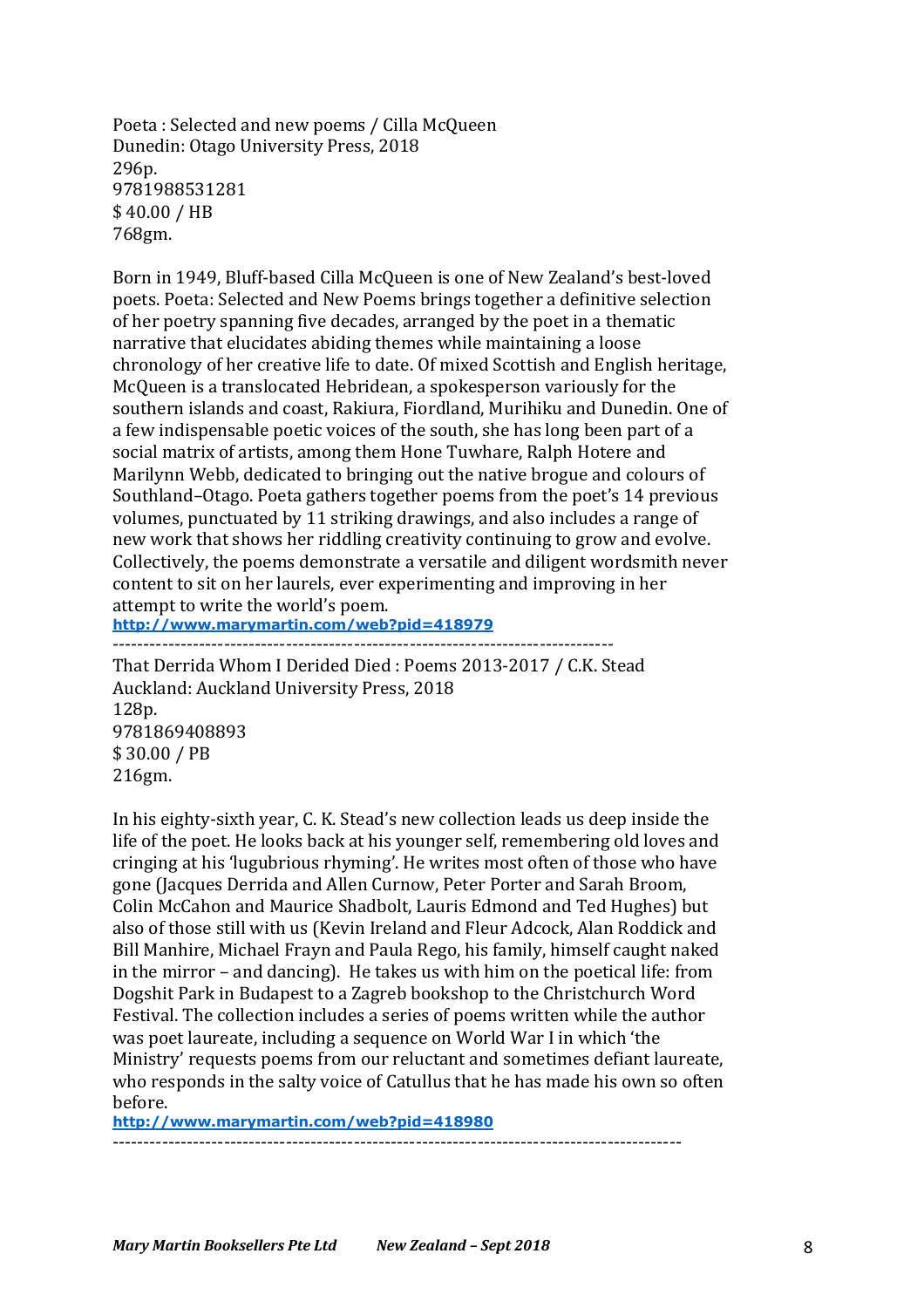Poeta : Selected and new poems / Cilla McQueen
Dunedin: Otago University Press, 2018
296p.
9781988531281
$ 40.00 / HB
768gm.

Born in 1949, Bluff-based Cilla McQueen is one of New Zealand's best-loved poets. Poeta: Selected and New Poems brings together a definitive selection of her poetry spanning five decades, arranged by the poet in a thematic narrative that elucidates abiding themes while maintaining a loose chronology of her creative life to date. Of mixed Scottish and English heritage, McQueen is a translocated Hebridean, a spokesperson variously for the southern islands and coast, Rakiura, Fiordland, Murihiku and Dunedin. One of a few indispensable poetic voices of the south, she has long been part of a social matrix of artists, among them Hone Tuwhare, Ralph Hotere and Marilynn Webb, dedicated to bringing out the native brogue and colours of Southland–Otago. Poeta gathers together poems from the poet's 14 previous volumes, punctuated by 11 striking drawings, and also includes a range of new work that shows her riddling creativity continuing to grow and evolve. Collectively, the poems demonstrate a versatile and diligent wordsmith never content to sit on her laurels, ever experimenting and improving in her attempt to write the world's poem.
**http://www.marymartin.com/web?pid=418979**

---

That Derrida Whom I Derided Died : Poems 2013-2017 / C.K. Stead
Auckland: Auckland University Press, 2018
128p.
9781869408893
$ 30.00 / PB
216gm.

In his eighty-sixth year, C. K. Stead's new collection leads us deep inside the life of the poet. He looks back at his younger self, remembering old loves and cringing at his 'lugubrious rhyming'. He writes most often of those who have gone (Jacques Derrida and Allen Curnow, Peter Porter and Sarah Broom, Colin McCahon and Maurice Shadbolt, Lauris Edmond and Ted Hughes) but also of those still with us (Kevin Ireland and Fleur Adcock, Alan Roddick and Bill Manhire, Michael Frayn and Paula Rego, his family, himself caught naked in the mirror – and dancing). He takes us with him on the poetical life: from Dogshit Park in Budapest to a Zagreb bookshop to the Christchurch Word Festival. The collection includes a series of poems written while the author was poet laureate, including a sequence on World War I in which 'the Ministry' requests poems from our reluctant and sometimes defiant laureate, who responds in the salty voice of Catullus that he has made his own so often before.
**http://www.marymartin.com/web?pid=418980**

---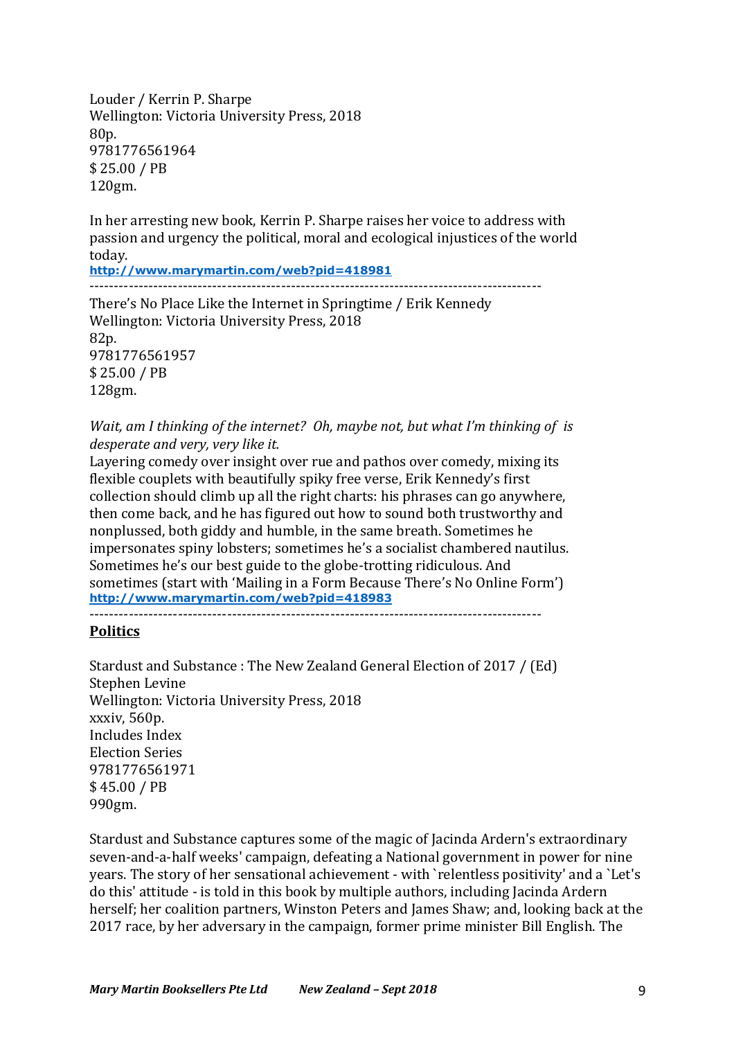Louder / Kerrin P. Sharpe
Wellington: Victoria University Press, 2018
80p.
9781776561964
$ 25.00 / PB
120gm.

In her arresting new book, Kerrin P. Sharpe raises her voice to address with passion and urgency the political, moral and ecological injustices of the world today.
**http://www.marymartin.com/web?pid=418981**

---

There's No Place Like the Internet in Springtime / Erik Kennedy
Wellington: Victoria University Press, 2018
82p.
9781776561957
$ 25.00 / PB
128gm.

*Wait, am I thinking of the internet? Oh, maybe not, but what I'm thinking of is desperate and very, very like it.*
Layering comedy over insight over rue and pathos over comedy, mixing its flexible couplets with beautifully spiky free verse, Erik Kennedy's first collection should climb up all the right charts: his phrases can go anywhere, then come back, and he has figured out how to sound both trustworthy and nonplussed, both giddy and humble, in the same breath. Sometimes he impersonates spiny lobsters; sometimes he's a socialist chambered nautilus. Sometimes he's our best guide to the globe-trotting ridiculous. And sometimes (start with 'Mailing in a Form Because There's No Online Form')
**http://www.marymartin.com/web?pid=418983**

---

## Politics

Stardust and Substance : The New Zealand General Election of 2017 / (Ed) Stephen Levine
Wellington: Victoria University Press, 2018
xxxiv, 560p.
Includes Index
Election Series
9781776561971
$ 45.00 / PB
990gm.

Stardust and Substance captures some of the magic of Jacinda Ardern's extraordinary seven-and-a-half weeks' campaign, defeating a National government in power for nine years. The story of her sensational achievement - with `relentless positivity' and a `Let's do this' attitude - is told in this book by multiple authors, including Jacinda Ardern herself; her coalition partners, Winston Peters and James Shaw; and, looking back at the 2017 race, by her adversary in the campaign, former prime minister Bill English. The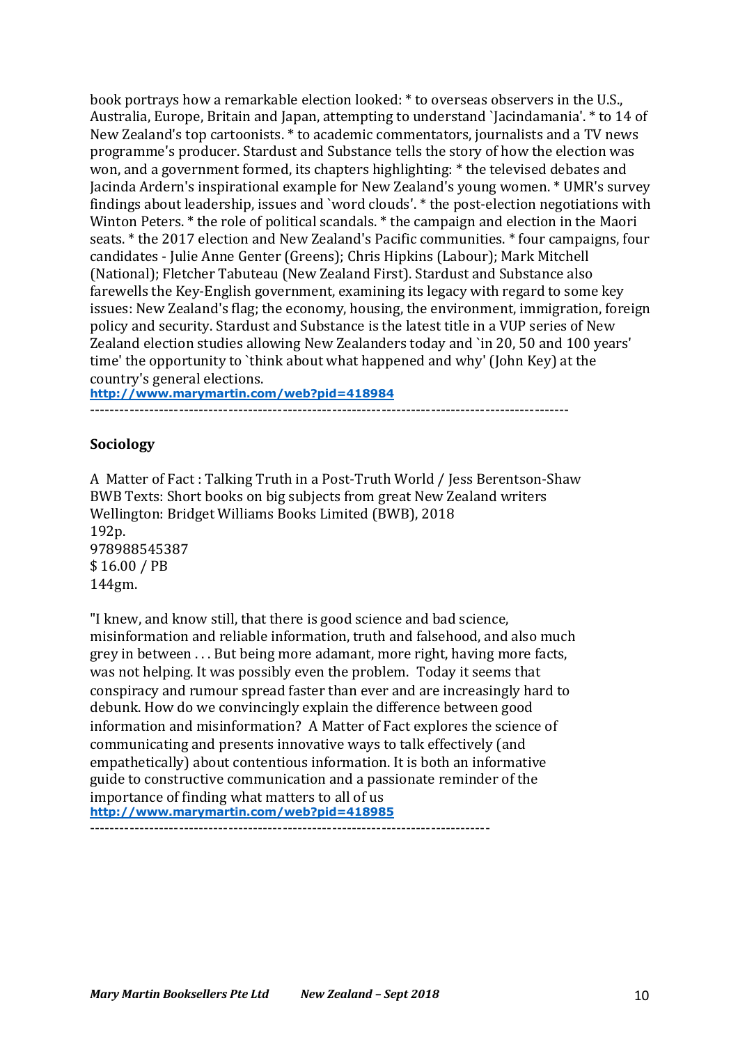book portrays how a remarkable election looked: * to overseas observers in the U.S., Australia, Europe, Britain and Japan, attempting to understand `Jacindamania'. * to 14 of New Zealand's top cartoonists. * to academic commentators, journalists and a TV news programme's producer. Stardust and Substance tells the story of how the election was won, and a government formed, its chapters highlighting: * the televised debates and Jacinda Ardern's inspirational example for New Zealand's young women. * UMR's survey findings about leadership, issues and `word clouds'. * the post-election negotiations with Winton Peters. * the role of political scandals. * the campaign and election in the Maori seats. * the 2017 election and New Zealand's Pacific communities. * four campaigns, four candidates - Julie Anne Genter (Greens); Chris Hipkins (Labour); Mark Mitchell (National); Fletcher Tabuteau (New Zealand First). Stardust and Substance also farewells the Key-English government, examining its legacy with regard to some key issues: New Zealand's flag; the economy, housing, the environment, immigration, foreign policy and security. Stardust and Substance is the latest title in a VUP series of New Zealand election studies allowing New Zealanders today and `in 20, 50 and 100 years' time' the opportunity to `think about what happened and why' (John Key) at the country's general elections.
**http://www.marymartin.com/web?pid=418984**

-----------------------------------------------------------------------------------------------

## Sociology

A Matter of Fact : Talking Truth in a Post-Truth World / Jess Berentson-Shaw
BWB Texts: Short books on big subjects from great New Zealand writers
Wellington: Bridget Williams Books Limited (BWB), 2018
192p.
9789888545387
$ 16.00 / PB
144gm.

"I knew, and know still, that there is good science and bad science, misinformation and reliable information, truth and falsehood, and also much grey in between . . . But being more adamant, more right, having more facts, was not helping. It was possibly even the problem. Today it seems that conspiracy and rumour spread faster than ever and are increasingly hard to debunk. How do we convincingly explain the difference between good information and misinformation? A Matter of Fact explores the science of communicating and presents innovative ways to talk effectively (and empathetically) about contentious information. It is both an informative guide to constructive communication and a passionate reminder of the importance of finding what matters to all of us
**http://www.marymartin.com/web?pid=418985**

-------------------------------------------------------------------------------